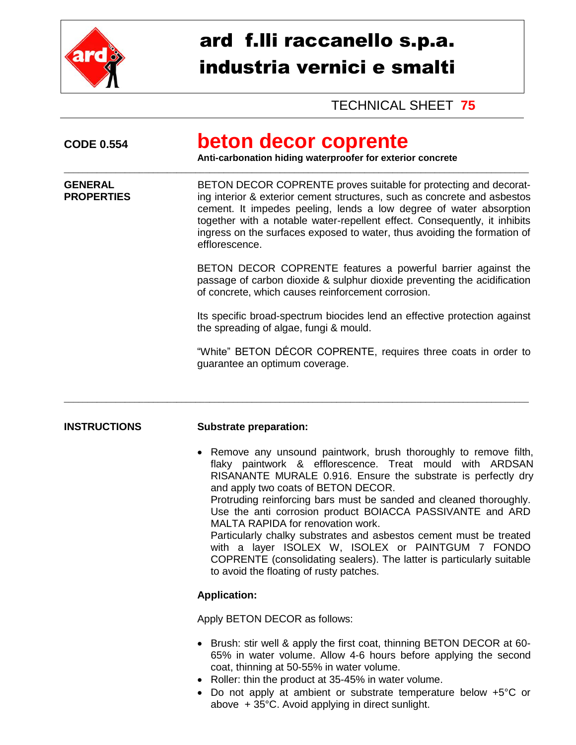# ard f.lli raccanello s.p.a.
# industria vernici e smalti

TECHNICAL SHEET **75**

**CODE 0.554**

## beton decor coprente

**Anti-carbonation hiding waterproofer for exterior concrete**

---

**GENERAL PROPERTIES**

BETON DECOR COPRENTE proves suitable for protecting and decorating interior & exterior cement structures, such as concrete and asbestos cement. It impedes peeling, lends a low degree of water absorption together with a notable water-repellent effect. Consequently, it inhibits ingress on the surfaces exposed to water, thus avoiding the formation of efflorescence.

BETON DECOR COPRENTE features a powerful barrier against the passage of carbon dioxide & sulphur dioxide preventing the acidification of concrete, which causes reinforcement corrosion.

Its specific broad-spectrum biocides lend an effective protection against the spreading of algae, fungi & mould.

"White" BETON DÉCOR COPRENTE, requires three coats in order to guarantee an optimum coverage.

---

**INSTRUCTIONS**

**Substrate preparation:**

- Remove any unsound paintwork, brush thoroughly to remove filth, flaky paintwork & efflorescence. Treat mould with ARDSAN RISANANTE MURALE 0.916. Ensure the substrate is perfectly dry and apply two coats of BETON DECOR.
  Protruding reinforcing bars must be sanded and cleaned thoroughly. Use the anti corrosion product BOIACCA PASSIVANTE and ARD MALTA RAPIDA for renovation work.
  Particularly chalky substrates and asbestos cement must be treated with a layer ISOLEX W, ISOLEX or PAINTGUM 7 FONDO COPRENTE (consolidating sealers). The latter is particularly suitable to avoid the floating of rusty patches.

**Application:**

Apply BETON DECOR as follows:

- Brush: stir well & apply the first coat, thinning BETON DECOR at 60-65% in water volume. Allow 4-6 hours before applying the second coat, thinning at 50-55% in water volume.
- Roller: thin the product at 35-45% in water volume.
- Do not apply at ambient or substrate temperature below +5°C or above + 35°C. Avoid applying in direct sunlight.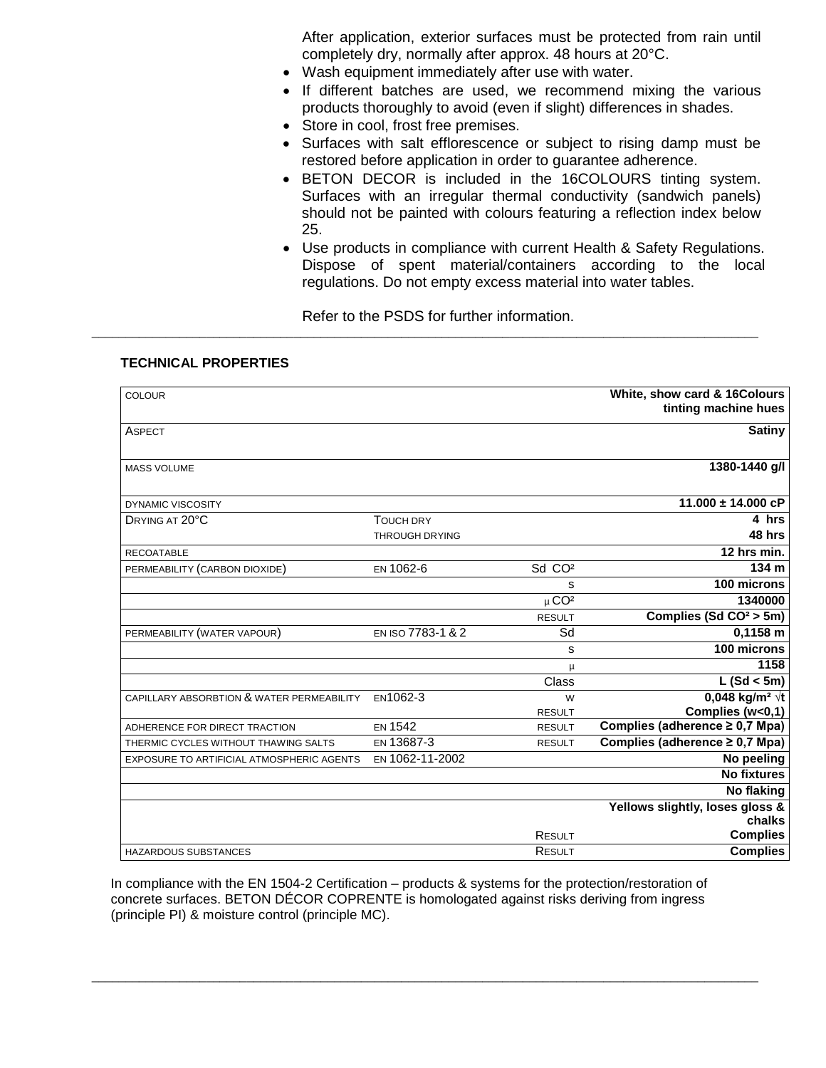After application, exterior surfaces must be protected from rain until completely dry, normally after approx. 48 hours at 20°C.

- Wash equipment immediately after use with water.
- If different batches are used, we recommend mixing the various products thoroughly to avoid (even if slight) differences in shades.
- Store in cool, frost free premises.
- Surfaces with salt efflorescence or subject to rising damp must be restored before application in order to guarantee adherence.
- BETON DECOR is included in the 16COLOURS tinting system. Surfaces with an irregular thermal conductivity (sandwich panels) should not be painted with colours featuring a reflection index below 25.
- Use products in compliance with current Health & Safety Regulations. Dispose of spent material/containers according to the local regulations. Do not empty excess material into water tables.

Refer to the PSDS for further information.

---

**TECHNICAL PROPERTIES**

| | | | |
|---|---|---|---|
| COLOUR | | | **White, show card & 16Colours tinting machine hues** |
| ASPECT | | | **Satiny** |
| MASS VOLUME | | | **1380-1440 g/l** |
| DYNAMIC VISCOSITY | | | **11.000 ± 14.000 cP** |
| DRYING AT 20°C | TOUCH DRY | | **4 hrs** |
| | THROUGH DRYING | | **48 hrs** |
| RECOATABLE | | | **12 hrs min.** |
| PERMEABILITY (CARBON DIOXIDE) | EN 1062-6 | Sd $CO^2$ | **134 m** |
| | | s | **100 microns** |
| | | $\mu$ $CO^2$ | **1340000** |
| | | RESULT | **Complies (Sd $CO^2$ > 5m)** |
| PERMEABILITY (WATER VAPOUR) | EN ISO 7783-1 & 2 | Sd | **0,1158 m** |
| | | s | **100 microns** |
| | | $\mu$ | **1158** |
| | | Class | **L (Sd < 5m)** |
| CAPILLARY ABSORBTION & WATER PERMEABILITY | EN1062-3 | W | **0,048 kg/m² $\sqrt{t}$** |
| | | RESULT | **Complies (w<0,1)** |
| ADHERENCE FOR DIRECT TRACTION | EN 1542 | RESULT | **Complies (adherence ≥ 0,7 Mpa)** |
| THERMIC CYCLES WITHOUT THAWING SALTS | EN 13687-3 | RESULT | **Complies (adherence ≥ 0,7 Mpa)** |
| EXPOSURE TO ARTIFICIAL ATMOSPHERIC AGENTS | EN 1062-11-2002 | | **No peeling** |
| | | | **No fixtures** |
| | | | **No flaking** |
| | | | **Yellows slightly, loses gloss & chalks** |
| | | RESULT | **Complies** |
| HAZARDOUS SUBSTANCES | | RESULT | **Complies** |

In compliance with the EN 1504-2 Certification – products & systems for the protection/restoration of concrete surfaces. BETON DÉCOR COPRENTE is homologated against risks deriving from ingress (principle PI) & moisture control (principle MC).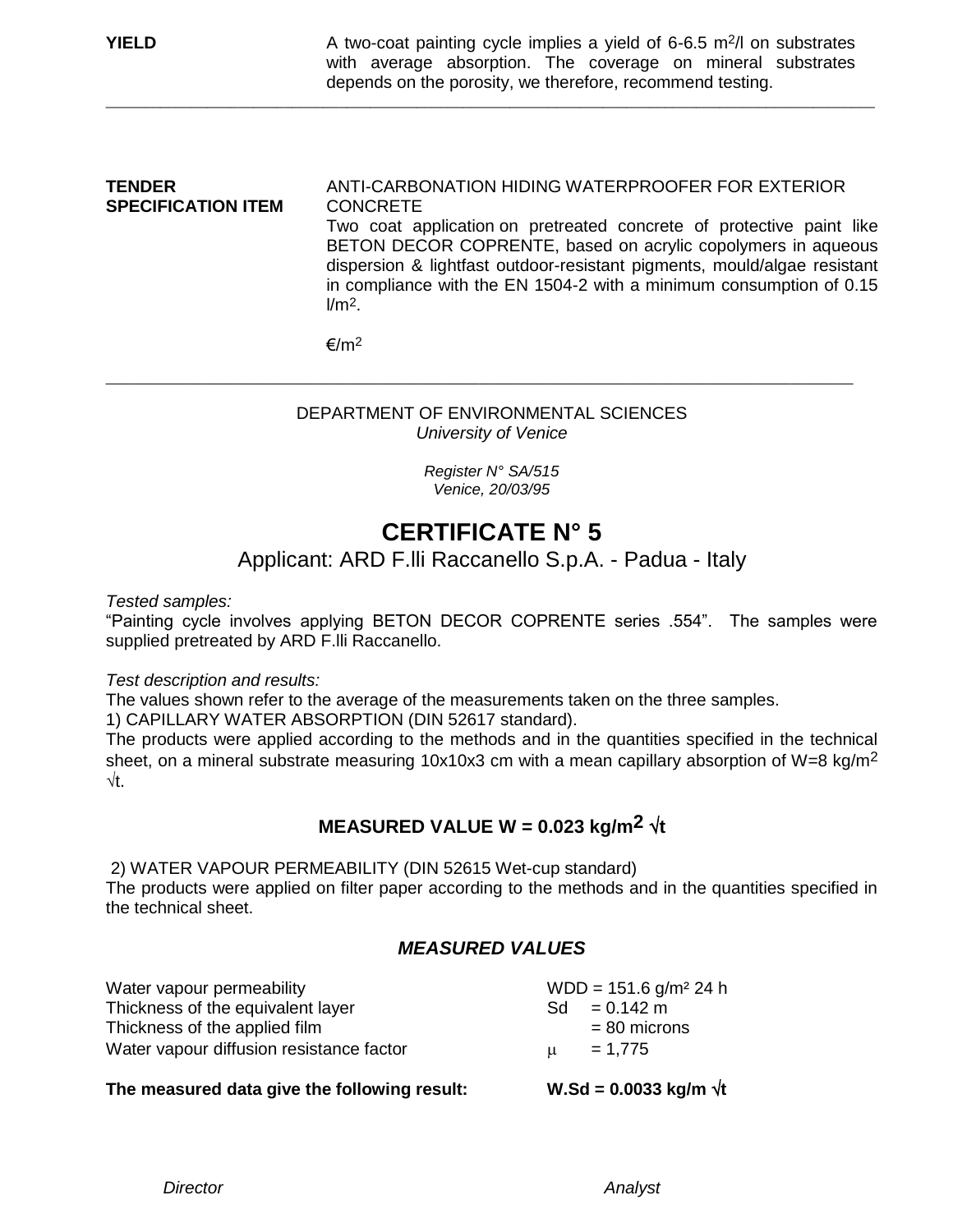**YIELD**

A two-coat painting cycle implies a yield of 6-6.5 $m^2$/l on substrates with average absorption. The coverage on mineral substrates depends on the porosity, we therefore, recommend testing.

---

**TENDER SPECIFICATION ITEM**

ANTI-CARBONATION HIDING WATERPROOFER FOR EXTERIOR CONCRETE

Two coat application on pretreated concrete of protective paint like BETON DECOR COPRENTE, based on acrylic copolymers in aqueous dispersion & lightfast outdoor-resistant pigments, mould/algae resistant in compliance with the EN 1504-2 with a minimum consumption of 0.15 l/$m^2$.

€/$m^2$

---

DEPARTMENT OF ENVIRONMENTAL SCIENCES
*University of Venice*

*Register N° SA/515*
*Venice, 20/03/95*

# CERTIFICATE N° 5

## Applicant: ARD F.lli Raccanello S.p.A. - Padua - Italy

*Tested samples:*

"Painting cycle involves applying BETON DECOR COPRENTE series .554". The samples were supplied pretreated by ARD F.lli Raccanello.

*Test description and results:*

The values shown refer to the average of the measurements taken on the three samples.

1) CAPILLARY WATER ABSORPTION (DIN 52617 standard).

The products were applied according to the methods and in the quantities specified in the technical sheet, on a mineral substrate measuring 10x10x3 cm with a mean capillary absorption of W=8 kg/$m^2$ $\sqrt{t}$.

**MEASURED VALUE W = 0.023 kg/$m^2$ $\sqrt{t}$**

2) WATER VAPOUR PERMEABILITY (DIN 52615 Wet-cup standard)

The products were applied on filter paper according to the methods and in the quantities specified in the technical sheet.

***MEASURED VALUES***

| | |
|---|---|
| Water vapour permeability | WDD = 151.6 g/m² 24 h |
| Thickness of the equivalent layer | Sd = 0.142 m |
| Thickness of the applied film | = 80 microns |
| Water vapour diffusion resistance factor | $\mu$ = 1,775 |

**The measured data give the following result:** **W.Sd = 0.0033 kg/m $\sqrt{t}$**

*Director* *Analyst*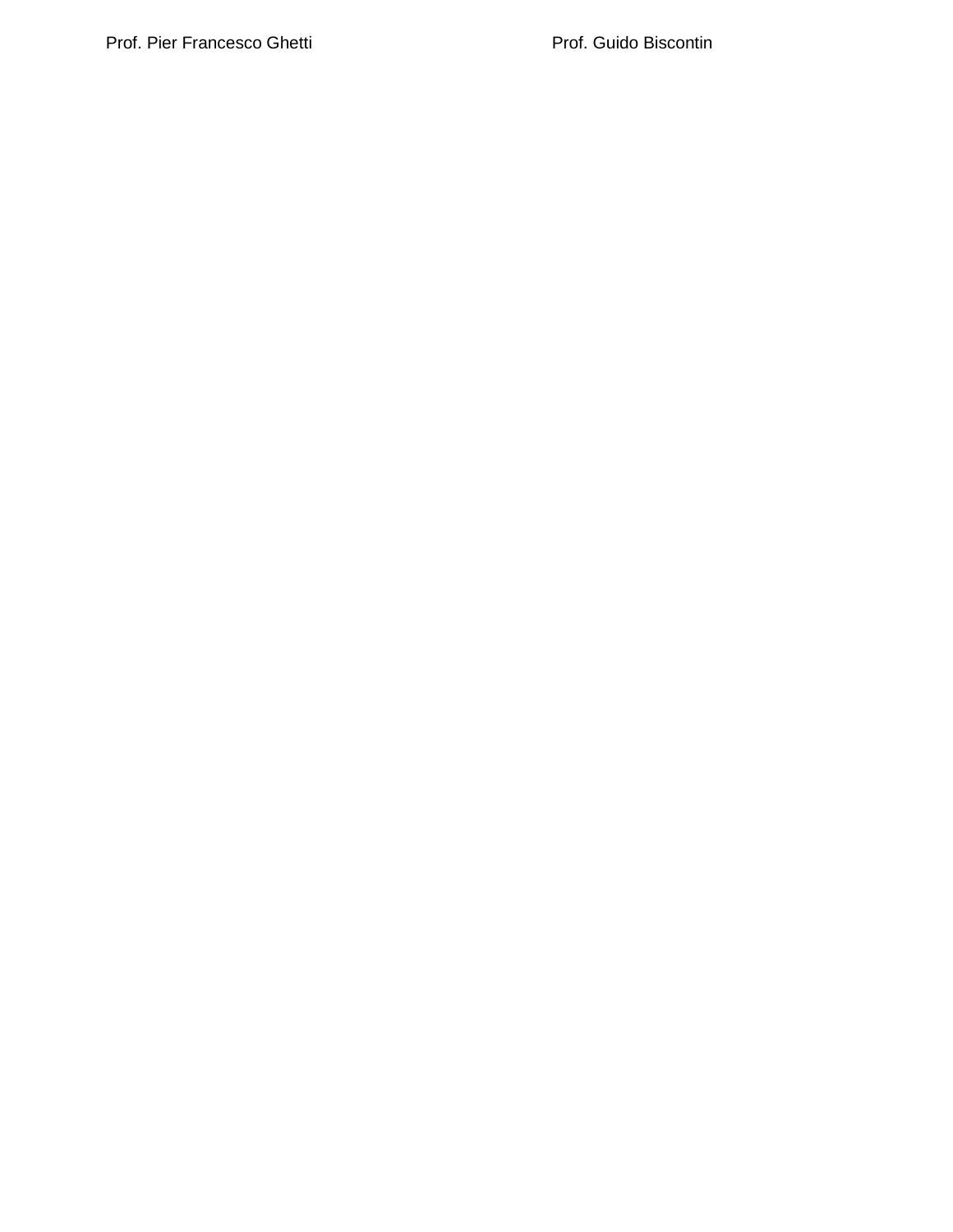Prof. Pier Francesco Ghetti

Prof. Guido Biscontin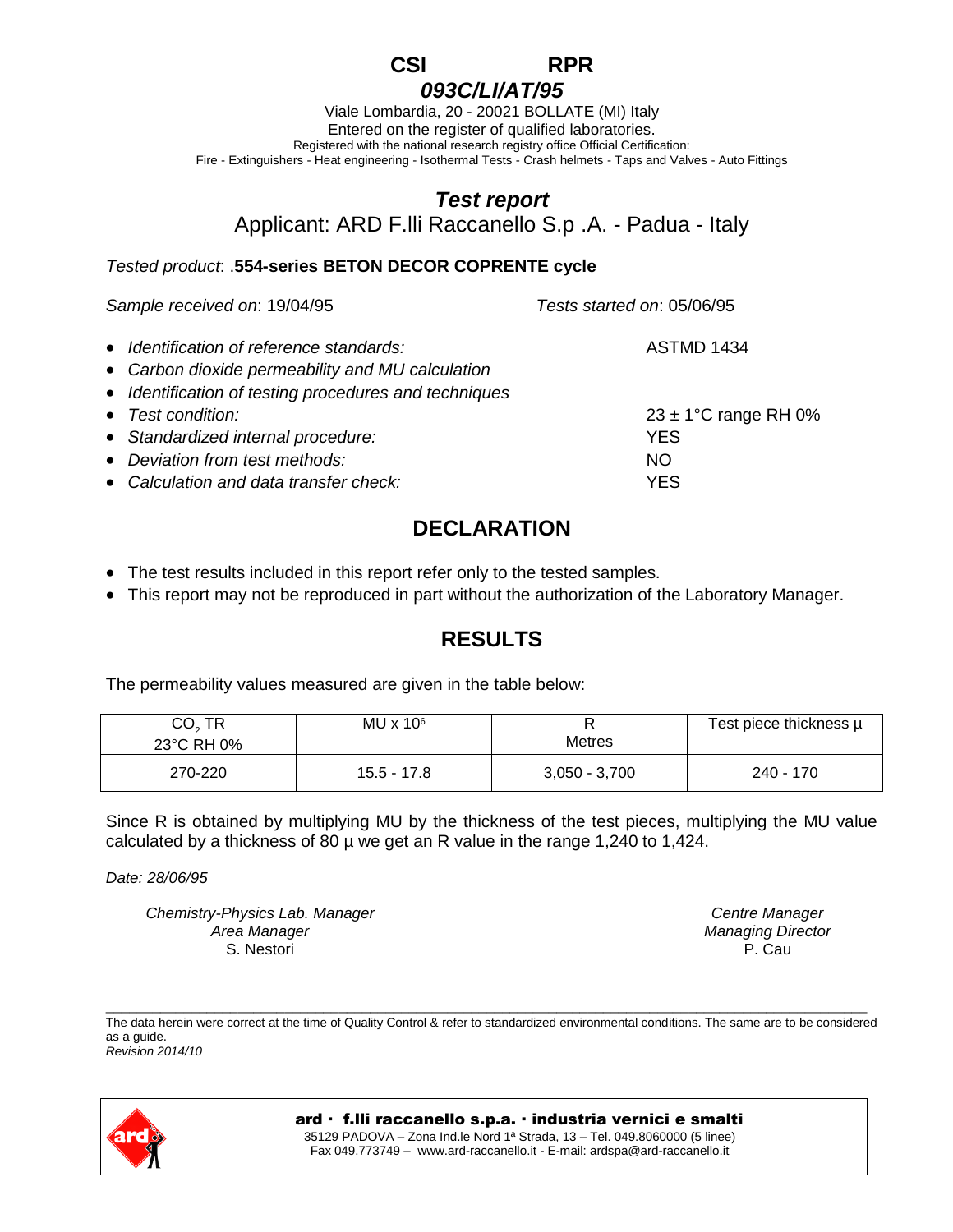# CSI RPR

***093C/LI/AT/95***

Viale Lombardia, 20 - 20021 BOLLATE (MI) Italy
Entered on the register of qualified laboratories.
Registered with the national research registry office Official Certification:
Fire - Extinguishers - Heat engineering - Isothermal Tests - Crash helmets - Taps and Valves - Auto Fittings

## *Test report*

Applicant: ARD F.lli Raccanello S.p .A. - Padua - Italy

*Tested product*: .**554-series BETON DECOR COPRENTE cycle**

*Sample received on*: 19/04/95 *Tests started on*: 05/06/95

- *Identification of reference standards:* ASTMD 1434
- *Carbon dioxide permeability and MU calculation*
- *Identification of testing procedures and techniques*
- *Test condition:* 23 ± 1°C range RH 0%
- *Standardized internal procedure:* YES
- *Deviation from test methods:* NO
- *Calculation and data transfer check:* YES

## DECLARATION

- The test results included in this report refer only to the tested samples.
- This report may not be reproduced in part without the authorization of the Laboratory Manager.

## RESULTS

The permeability values measured are given in the table below:

| $CO_2$ TR 23°C RH 0% | MU x $10^6$ | R Metres | Test piece thickness µ |
|---|---|---|---|
| 270-220 | 15.5 - 17.8 | 3,050 - 3,700 | 240 - 170 |

Since R is obtained by multiplying MU by the thickness of the test pieces, multiplying the MU value calculated by a thickness of 80 µ we get an R value in the range 1,240 to 1,424.

*Date: 28/06/95*

*Chemistry-Physics Lab. Manager*
*Area Manager*
S. Nestori

*Centre Manager*
*Managing Director*
P. Cau

The data herein were correct at the time of Quality Control & refer to standardized environmental conditions. The same are to be considered as a guide.
*Revision 2014/10*

**ard · f.lli raccanello s.p.a. · industria vernici e smalti**
35129 PADOVA – Zona Ind.le Nord 1ª Strada, 13 – Tel. 049.8060000 (5 linee)
Fax 049.773749 – www.ard-raccanello.it - E-mail: ardspa@ard-raccanello.it